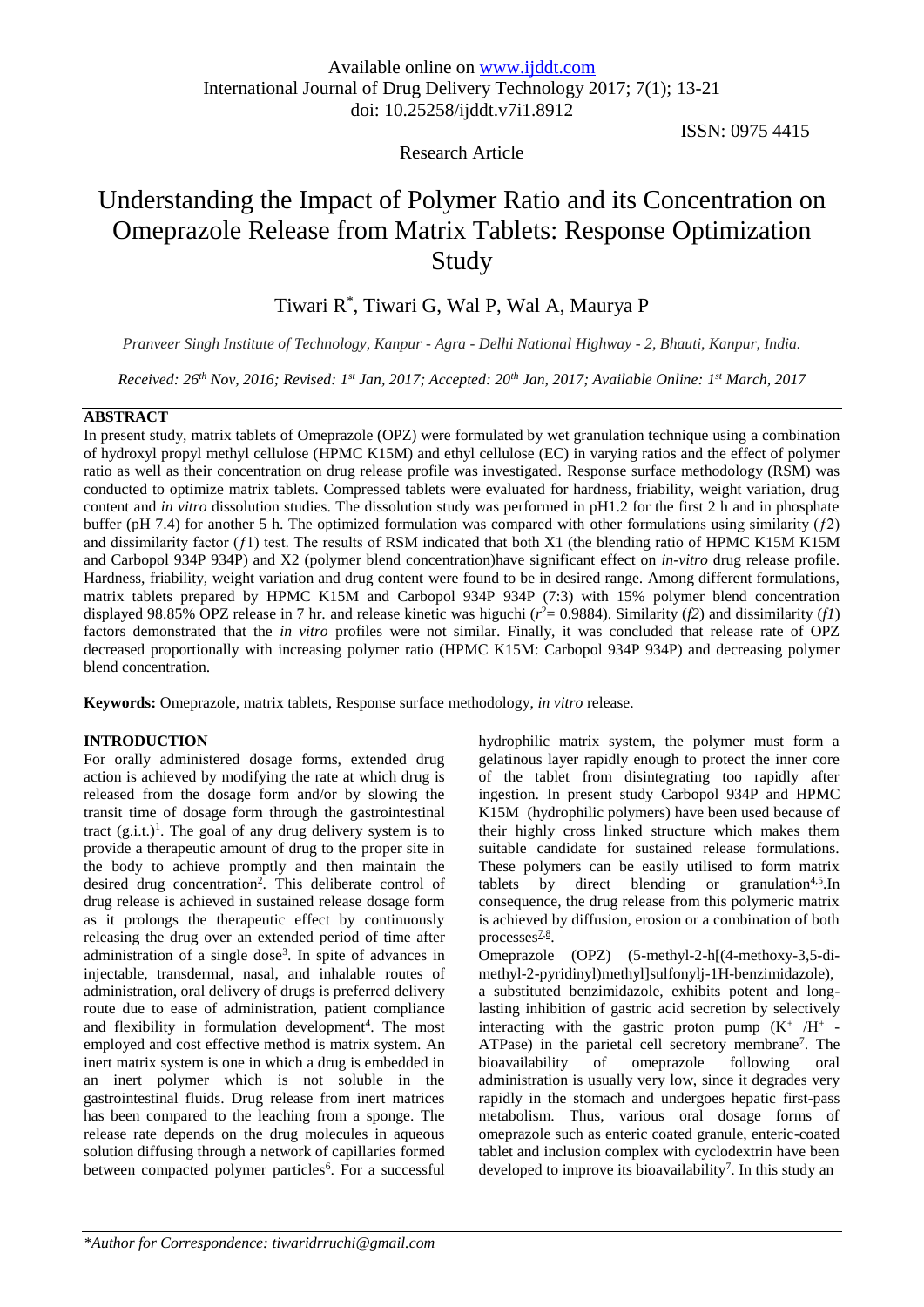Available online on www.ijddt.com
International Journal of Drug Delivery Technology 2017; 7(1); 13-21
doi: 10.25258/ijddt.v7i1.8912

ISSN: 0975 4415

Research Article

# Understanding the Impact of Polymer Ratio and its Concentration on Omeprazole Release from Matrix Tablets: Response Optimization Study

Tiwari R*, Tiwari G, Wal P, Wal A, Maurya P

*Pranveer Singh Institute of Technology, Kanpur - Agra - Delhi National Highway - 2, Bhauti, Kanpur, India.*

*Received: 26th Nov, 2016; Revised: 1st Jan, 2017; Accepted: 20th Jan, 2017; Available Online: 1st March, 2017*

## ABSTRACT

In present study, matrix tablets of Omeprazole (OPZ) were formulated by wet granulation technique using a combination of hydroxyl propyl methyl cellulose (HPMC K15M) and ethyl cellulose (EC) in varying ratios and the effect of polymer ratio as well as their concentration on drug release profile was investigated. Response surface methodology (RSM) was conducted to optimize matrix tablets. Compressed tablets were evaluated for hardness, friability, weight variation, drug content and *in vitro* dissolution studies. The dissolution study was performed in pH1.2 for the first 2 h and in phosphate buffer (pH 7.4) for another 5 h. The optimized formulation was compared with other formulations using similarity ($f2$) and dissimilarity factor ($f1$) test. The results of RSM indicated that both X1 (the blending ratio of HPMC K15M K15M and Carbopol 934P 934P) and X2 (polymer blend concentration)have significant effect on *in-vitro* drug release profile. Hardness, friability, weight variation and drug content were found to be in desired range. Among different formulations, matrix tablets prepared by HPMC K15M and Carbopol 934P 934P (7:3) with 15% polymer blend concentration displayed 98.85% OPZ release in 7 hr. and release kinetic was higuchi ($r^2$= 0.9884). Similarity ($f2$) and dissimilarity ($f1$) factors demonstrated that the *in vitro* profiles were not similar. Finally, it was concluded that release rate of OPZ decreased proportionally with increasing polymer ratio (HPMC K15M: Carbopol 934P 934P) and decreasing polymer blend concentration.

**Keywords:** Omeprazole, matrix tablets, Response surface methodology, *in vitro* release.

## INTRODUCTION

For orally administered dosage forms, extended drug action is achieved by modifying the rate at which drug is released from the dosage form and/or by slowing the transit time of dosage form through the gastrointestinal tract (g.i.t.)[1]. The goal of any drug delivery system is to provide a therapeutic amount of drug to the proper site in the body to achieve promptly and then maintain the desired drug concentration[2]. This deliberate control of drug release is achieved in sustained release dosage form as it prolongs the therapeutic effect by continuously releasing the drug over an extended period of time after administration of a single dose[3]. In spite of advances in injectable, transdermal, nasal, and inhalable routes of administration, oral delivery of drugs is preferred delivery route due to ease of administration, patient compliance and flexibility in formulation development[4]. The most employed and cost effective method is matrix system. An inert matrix system is one in which a drug is embedded in an inert polymer which is not soluble in the gastrointestinal fluids. Drug release from inert matrices has been compared to the leaching from a sponge. The release rate depends on the drug molecules in aqueous solution diffusing through a network of capillaries formed between compacted polymer particles[6]. For a successful hydrophilic matrix system, the polymer must form a gelatinous layer rapidly enough to protect the inner core of the tablet from disintegrating too rapidly after ingestion. In present study Carbopol 934P and HPMC K15M (hydrophilic polymers) have been used because of their highly cross linked structure which makes them suitable candidate for sustained release formulations. These polymers can be easily utilised to form matrix tablets by direct blending or granulation[4,5].In consequence, the drug release from this polymeric matrix is achieved by diffusion, erosion or a combination of both processes[7,8].

Omeprazole (OPZ) (5-methyl-2-h[(4-methoxy-3,5-di-methyl-2-pyridinyl)methyl]sulfonylj-1H-benzimidazole), a substituted benzimidazole, exhibits potent and long-lasting inhibition of gastric acid secretion by selectively interacting with the gastric proton pump ($K^+$ /$H^+$ - ATPase) in the parietal cell secretory membrane[7]. The bioavailability of omeprazole following oral administration is usually very low, since it degrades very rapidly in the stomach and undergoes hepatic first-pass metabolism. Thus, various oral dosage forms of omeprazole such as enteric coated granule, enteric-coated tablet and inclusion complex with cyclodextrin have been developed to improve its bioavailability[7]. In this study an

*\*Author for Correspondence: tiwaridrruchi@gmail.com*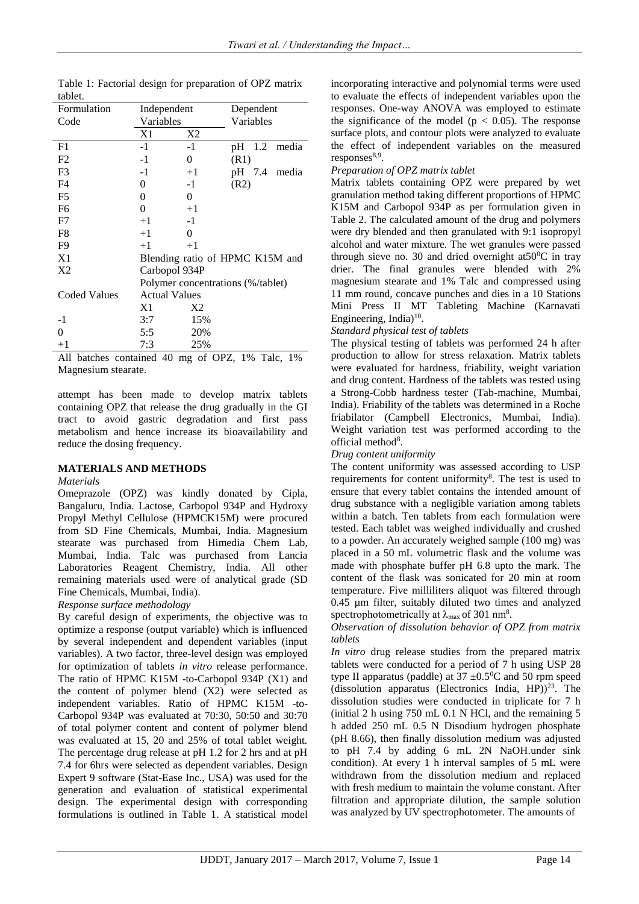Table 1: Factorial design for preparation of OPZ matrix tablet.

| Formulation Code | Independent Variables | | Dependent Variables |
|---|---|---|---|
| | X1 | X2 | |
| F1 | -1 | -1 | pH 1.2 media |
| F2 | -1 | 0 | (R1) |
| F3 | -1 | +1 | pH 7.4 media |
| F4 | 0 | -1 | (R2) |
| F5 | 0 | 0 | |
| F6 | 0 | +1 | |
| F7 | +1 | -1 | |
| F8 | +1 | 0 | |
| F9 | +1 | +1 | |
| X1 | Blending ratio of HPMC K15M and Carbopol 934P | | |
| X2 | Polymer concentrations (%/tablet) | | |
| Coded Values | Actual Values | | |
| | X1 | X2 | |
| -1 | 3:7 | 15% | |
| 0 | 5:5 | 20% | |
| +1 | 7:3 | 25% | |

All batches contained 40 mg of OPZ, 1% Talc, 1% Magnesium stearate.

attempt has been made to develop matrix tablets containing OPZ that release the drug gradually in the GI tract to avoid gastric degradation and first pass metabolism and hence increase its bioavailability and reduce the dosing frequency.

## MATERIALS AND METHODS

*Materials*

Omeprazole (OPZ) was kindly donated by Cipla, Bangaluru, India. Lactose, Carbopol 934P and Hydroxy Propyl Methyl Cellulose (HPMCK15M) were procured from SD Fine Chemicals, Mumbai, India. Magnesium stearate was purchased from Himedia Chem Lab, Mumbai, India. Talc was purchased from Lancia Laboratories Reagent Chemistry, India. All other remaining materials used were of analytical grade (SD Fine Chemicals, Mumbai, India).

*Response surface methodology*

By careful design of experiments, the objective was to optimize a response (output variable) which is influenced by several independent and dependent variables (input variables). A two factor, three-level design was employed for optimization of tablets *in vitro* release performance. The ratio of HPMC K15M -to-Carbopol 934P (X1) and the content of polymer blend (X2) were selected as independent variables. Ratio of HPMC K15M -to-Carbopol 934P was evaluated at 70:30, 50:50 and 30:70 of total polymer content and content of polymer blend was evaluated at 15, 20 and 25% of total tablet weight. The percentage drug release at pH 1.2 for 2 hrs and at pH 7.4 for 6hrs were selected as dependent variables. Design Expert 9 software (Stat-Ease Inc., USA) was used for the generation and evaluation of statistical experimental design. The experimental design with corresponding formulations is outlined in Table 1. A statistical model incorporating interactive and polynomial terms were used to evaluate the effects of independent variables upon the responses. One-way ANOVA was employed to estimate the significance of the model ($p < 0.05$). The response surface plots, and contour plots were analyzed to evaluate the effect of independent variables on the measured responses[8,9].

*Preparation of OPZ matrix tablet*

Matrix tablets containing OPZ were prepared by wet granulation method taking different proportions of HPMC K15M and Carbopol 934P as per formulation given in Table 2. The calculated amount of the drug and polymers were dry blended and then granulated with 9:1 isopropyl alcohol and water mixture. The wet granules were passed through sieve no. 30 and dried overnight at$50^0$C in tray drier. The final granules were blended with 2% magnesium stearate and 1% Talc and compressed using 11 mm round, concave punches and dies in a 10 Stations Mini Press II MT Tableting Machine (Karnavati Engineering, India)[10].

*Standard physical test of tablets*

The physical testing of tablets was performed 24 h after production to allow for stress relaxation. Matrix tablets were evaluated for hardness, friability, weight variation and drug content. Hardness of the tablets was tested using a Strong-Cobb hardness tester (Tab-machine, Mumbai, India). Friability of the tablets was determined in a Roche friabilator (Campbell Electronics, Mumbai, India). Weight variation test was performed according to the official method[8].

*Drug content uniformity*

The content uniformity was assessed according to USP requirements for content uniformity[8]. The test is used to ensure that every tablet contains the intended amount of drug substance with a negligible variation among tablets within a batch. Ten tablets from each formulation were tested. Each tablet was weighed individually and crushed to a powder. An accurately weighed sample (100 mg) was placed in a 50 mL volumetric flask and the volume was made with phosphate buffer pH 6.8 upto the mark. The content of the flask was sonicated for 20 min at room temperature. Five milliliters aliquot was filtered through 0.45 µm filter, suitably diluted two times and analyzed spectrophotometrically at $\lambda_{max}$ of 301 nm[8].

*Observation of dissolution behavior of OPZ from matrix tablets*

*In vitro* drug release studies from the prepared matrix tablets were conducted for a period of 7 h using USP 28 type II apparatus (paddle) at $37 \pm 0.5^0$C and 50 rpm speed (dissolution apparatus (Electronics India, HP))[23]. The dissolution studies were conducted in triplicate for 7 h (initial 2 h using 750 mL 0.1 N HCl, and the remaining 5 h added 250 mL 0.5 N Disodium hydrogen phosphate (pH 8.66), then finally dissolution medium was adjusted to pH 7.4 by adding 6 mL 2N NaOH.under sink condition). At every 1 h interval samples of 5 mL were withdrawn from the dissolution medium and replaced with fresh medium to maintain the volume constant. After filtration and appropriate dilution, the sample solution was analyzed by UV spectrophotometer. The amounts of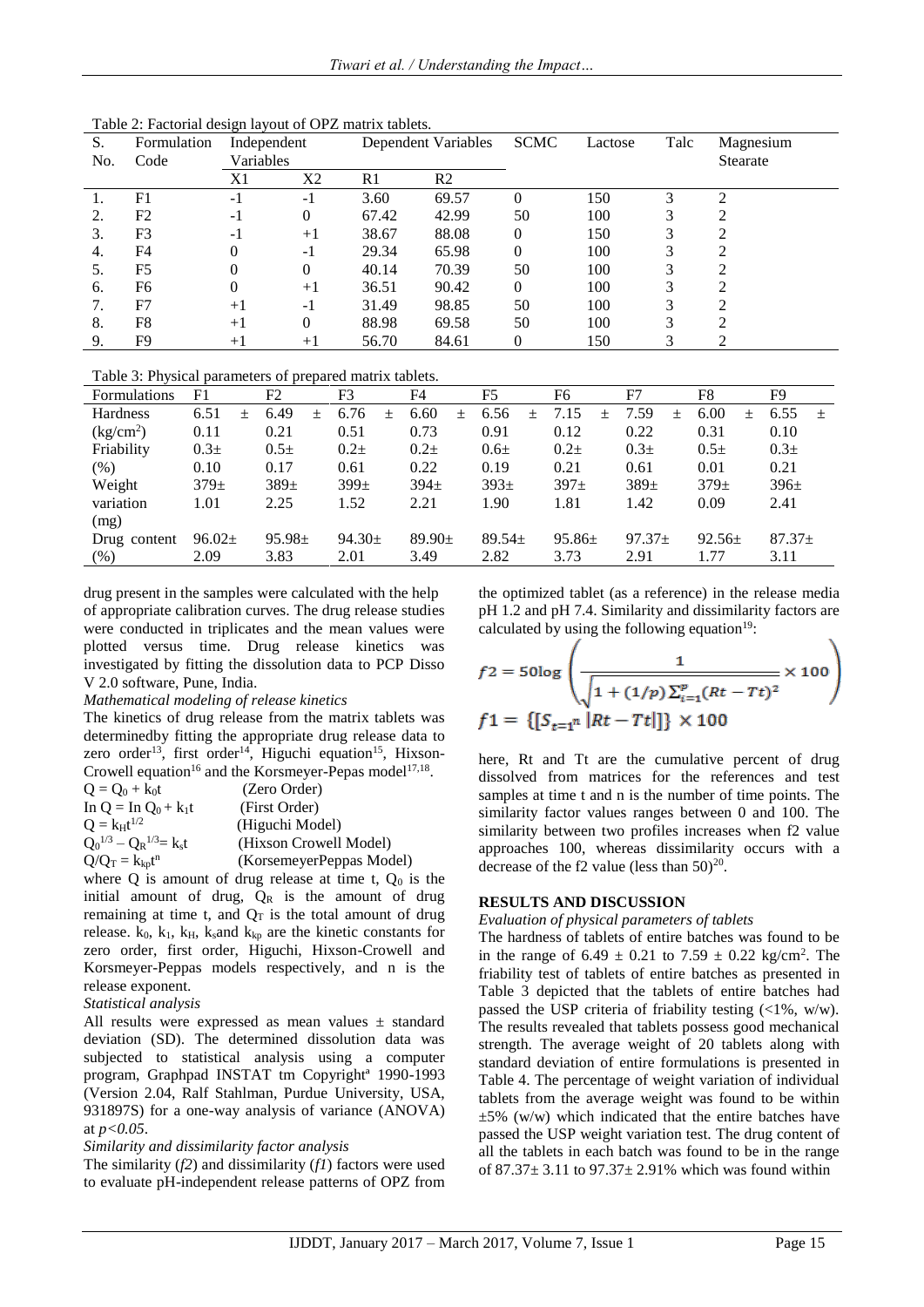Table 2: Factorial design layout of OPZ matrix tablets.

| S. No. | Formulation Code | Independent Variables | | Dependent Variables | | SCMC | Lactose | Talc | Magnesium Stearate |
|---|---|---|---|---|---|---|---|---|---|
| | | X1 | X2 | R1 | R2 | | | | |
| 1. | F1 | -1 | -1 | 3.60 | 69.57 | 0 | 150 | 3 | 2 |
| 2. | F2 | -1 | 0 | 67.42 | 42.99 | 50 | 100 | 3 | 2 |
| 3. | F3 | -1 | +1 | 38.67 | 88.08 | 0 | 150 | 3 | 2 |
| 4. | F4 | 0 | -1 | 29.34 | 65.98 | 0 | 100 | 3 | 2 |
| 5. | F5 | 0 | 0 | 40.14 | 70.39 | 50 | 100 | 3 | 2 |
| 6. | F6 | 0 | +1 | 36.51 | 90.42 | 0 | 100 | 3 | 2 |
| 7. | F7 | +1 | -1 | 31.49 | 98.85 | 50 | 100 | 3 | 2 |
| 8. | F8 | +1 | 0 | 88.98 | 69.58 | 50 | 100 | 3 | 2 |
| 9. | F9 | +1 | +1 | 56.70 | 84.61 | 0 | 150 | 3 | 2 |

Table 3: Physical parameters of prepared matrix tablets.

| Formulations | F1 | F2 | F3 | F4 | F5 | F6 | F7 | F8 | F9 |
|---|---|---|---|---|---|---|---|---|---|
| Hardness (kg/cm$^2$) | 6.51 ± 0.11 | 6.49 ± 0.21 | 6.76 ± 0.51 | 6.60 ± 0.73 | 6.56 ± 0.91 | 7.15 ± 0.12 | 7.59 ± 0.22 | 6.00 ± 0.31 | 6.55 ± 0.10 |
| Friability (%) | 0.3± 0.10 | 0.5± 0.17 | 0.2± 0.61 | 0.2± 0.22 | 0.6± 0.19 | 0.2± 0.21 | 0.3± 0.61 | 0.5± 0.01 | 0.3± 0.21 |
| Weight variation (mg) | 379± 1.01 | 389± 2.25 | 399± 1.52 | 394± 2.21 | 393± 1.90 | 397± 1.81 | 389± 1.42 | 379± 0.09 | 396± 2.41 |
| Drug content (%) | 96.02± 2.09 | 95.98± 3.83 | 94.30± 2.01 | 89.90± 3.49 | 89.54± 2.82 | 95.86± 3.73 | 97.37± 2.91 | 92.56± 1.77 | 87.37± 3.11 |

drug present in the samples were calculated with the help of appropriate calibration curves. The drug release studies were conducted in triplicates and the mean values were plotted versus time. Drug release kinetics was investigated by fitting the dissolution data to PCP Disso V 2.0 software, Pune, India.

*Mathematical modeling of release kinetics*

The kinetics of drug release from the matrix tablets was determinedby fitting the appropriate drug release data to zero order[13], first order[14], Higuchi equation[15], Hixson-Crowell equation[16] and the Korsmeyer-Pepas model[17,18].

$Q = Q_0 + k_0t$ (Zero Order)

$\ln Q = \ln Q_0 + k_1t$ (First Order)

$Q = k_Ht^{1/2}$ (Higuchi Model)

$Q_0^{1/3} - Q_R^{1/3} = k_st$ (Hixson Crowell Model)

$Q/Q_T = k_{kp}t^n$ (KorsemeyerPeppas Model)

where Q is amount of drug release at time t, $Q_0$ is the initial amount of drug, $Q_R$ is the amount of drug remaining at time t, and $Q_T$ is the total amount of drug release. $k_0$, $k_1$, $k_H$, $k_s$and $k_{kp}$ are the kinetic constants for zero order, first order, Higuchi, Hixson-Crowell and Korsmeyer-Peppas models respectively, and n is the release exponent.

*Statistical analysis*

All results were expressed as mean values ± standard deviation (SD). The determined dissolution data was subjected to statistical analysis using a computer program, Graphpad INSTAT tm Copyright[a] 1990-1993 (Version 2.04, Ralf Stahlman, Purdue University, USA, 931897S) for a one-way analysis of variance (ANOVA) at $p<0.05$.

*Similarity and dissimilarity factor analysis*

The similarity (*f2*) and dissimilarity (*f1*) factors were used to evaluate pH-independent release patterns of OPZ from the optimized tablet (as a reference) in the release media pH 1.2 and pH 7.4. Similarity and dissimilarity factors are calculated by using the following equation[19]:

$$f2 = 50\log\left(\frac{1}{\sqrt{1 + (1/p)\sum_{i=1}^{p}(Rt - Tt)^2}} \times 100\right)$$

$$f1 = \{[S_{t=1}^{n} |Rt - Tt|]\} \times 100$$

here, Rt and Tt are the cumulative percent of drug dissolved from matrices for the references and test samples at time t and n is the number of time points. The similarity factor values ranges between 0 and 100. The similarity between two profiles increases when f2 value approaches 100, whereas dissimilarity occurs with a decrease of the f2 value (less than 50)[20].

## RESULTS AND DISCUSSION

*Evaluation of physical parameters of tablets*

The hardness of tablets of entire batches was found to be in the range of 6.49 ± 0.21 to 7.59 ± 0.22 kg/cm$^2$. The friability test of tablets of entire batches as presented in Table 3 depicted that the tablets of entire batches had passed the USP criteria of friability testing (<1%, w/w). The results revealed that tablets possess good mechanical strength. The average weight of 20 tablets along with standard deviation of entire formulations is presented in Table 4. The percentage of weight variation of individual tablets from the average weight was found to be within ±5% (w/w) which indicated that the entire batches have passed the USP weight variation test. The drug content of all the tablets in each batch was found to be in the range of 87.37± 3.11 to 97.37± 2.91% which was found within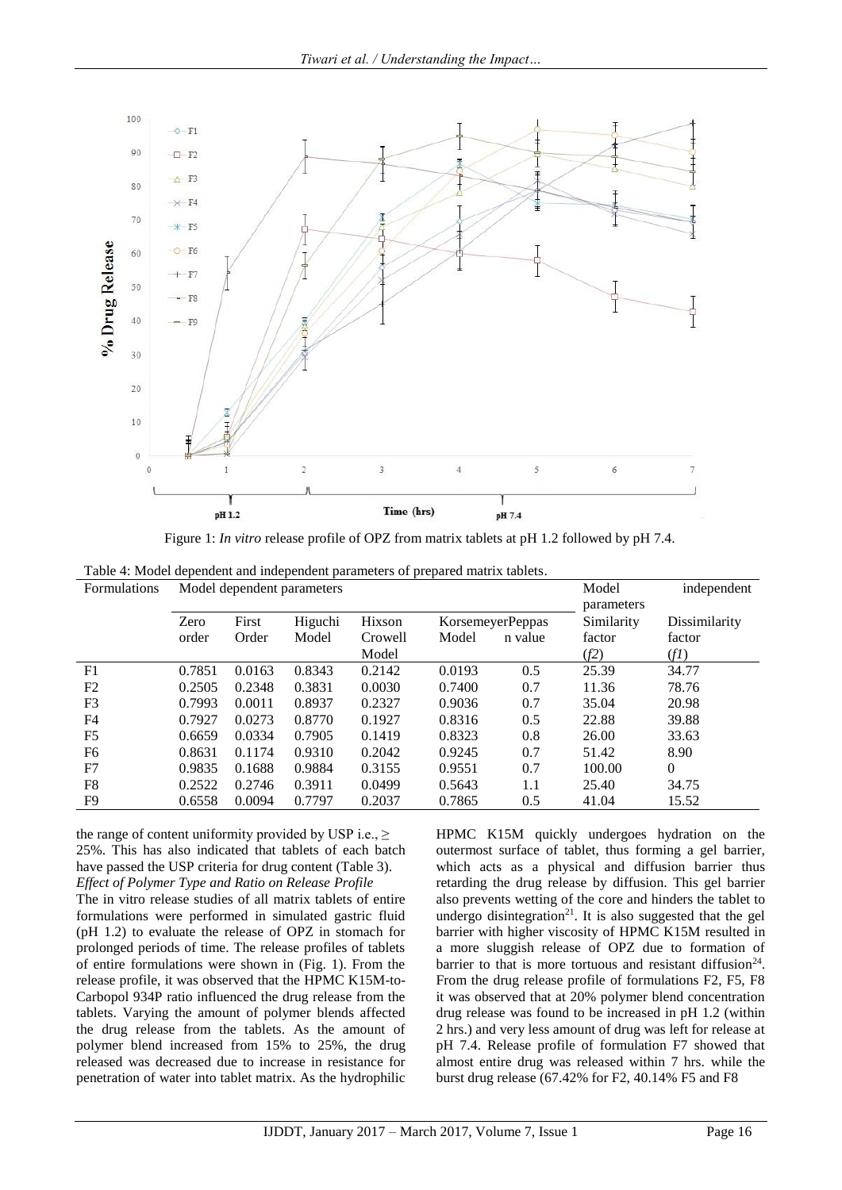Figure 1: *In vitro* release profile of OPZ from matrix tablets at pH 1.2 followed by pH 7.4.

Table 4: Model dependent and independent parameters of prepared matrix tablets.

| Formulations | Model dependent parameters | | | | | | Model independent parameters | |
|---|---|---|---|---|---|---|---|---|
| | Zero order | First Order | Higuchi Model | Hixson Crowell Model | KorsemeyerPeppas Model | n value | Similarity factor ($f2$) | Dissimilarity factor ($f1$) |
| F1 | 0.7851 | 0.0163 | 0.8343 | 0.2142 | 0.0193 | 0.5 | 25.39 | 34.77 |
| F2 | 0.2505 | 0.2348 | 0.3831 | 0.0030 | 0.7400 | 0.7 | 11.36 | 78.76 |
| F3 | 0.7993 | 0.0011 | 0.8937 | 0.2327 | 0.9036 | 0.7 | 35.04 | 20.98 |
| F4 | 0.7927 | 0.0273 | 0.8770 | 0.1927 | 0.8316 | 0.5 | 22.88 | 39.88 |
| F5 | 0.6659 | 0.0334 | 0.7905 | 0.1419 | 0.8323 | 0.8 | 26.00 | 33.63 |
| F6 | 0.8631 | 0.1174 | 0.9310 | 0.2042 | 0.9245 | 0.7 | 51.42 | 8.90 |
| F7 | 0.9835 | 0.1688 | 0.9884 | 0.3155 | 0.9551 | 0.7 | 100.00 | 0 |
| F8 | 0.2522 | 0.2746 | 0.3911 | 0.0499 | 0.5643 | 1.1 | 25.40 | 34.75 |
| F9 | 0.6558 | 0.0094 | 0.7797 | 0.2037 | 0.7865 | 0.5 | 41.04 | 15.52 |

the range of content uniformity provided by USP i.e., ≥ 25%. This has also indicated that tablets of each batch have passed the USP criteria for drug content (Table 3).

*Effect of Polymer Type and Ratio on Release Profile*

The in vitro release studies of all matrix tablets of entire formulations were performed in simulated gastric fluid (pH 1.2) to evaluate the release of OPZ in stomach for prolonged periods of time. The release profiles of tablets of entire formulations were shown in (Fig. 1). From the release profile, it was observed that the HPMC K15M-to-Carbopol 934P ratio influenced the drug release from the tablets. Varying the amount of polymer blends affected the drug release from the tablets. As the amount of polymer blend increased from 15% to 25%, the drug released was decreased due to increase in resistance for penetration of water into tablet matrix. As the hydrophilic HPMC K15M quickly undergoes hydration on the outermost surface of tablet, thus forming a gel barrier, which acts as a physical and diffusion barrier thus retarding the drug release by diffusion. This gel barrier also prevents wetting of the core and hinders the tablet to undergo disintegration[21]. It is also suggested that the gel barrier with higher viscosity of HPMC K15M resulted in a more sluggish release of OPZ due to formation of barrier to that is more tortuous and resistant diffusion[24]. From the drug release profile of formulations F2, F5, F8 it was observed that at 20% polymer blend concentration drug release was found to be increased in pH 1.2 (within 2 hrs.) and very less amount of drug was left for release at pH 7.4. Release profile of formulation F7 showed that almost entire drug was released within 7 hrs. while the burst drug release (67.42% for F2, 40.14% F5 and F8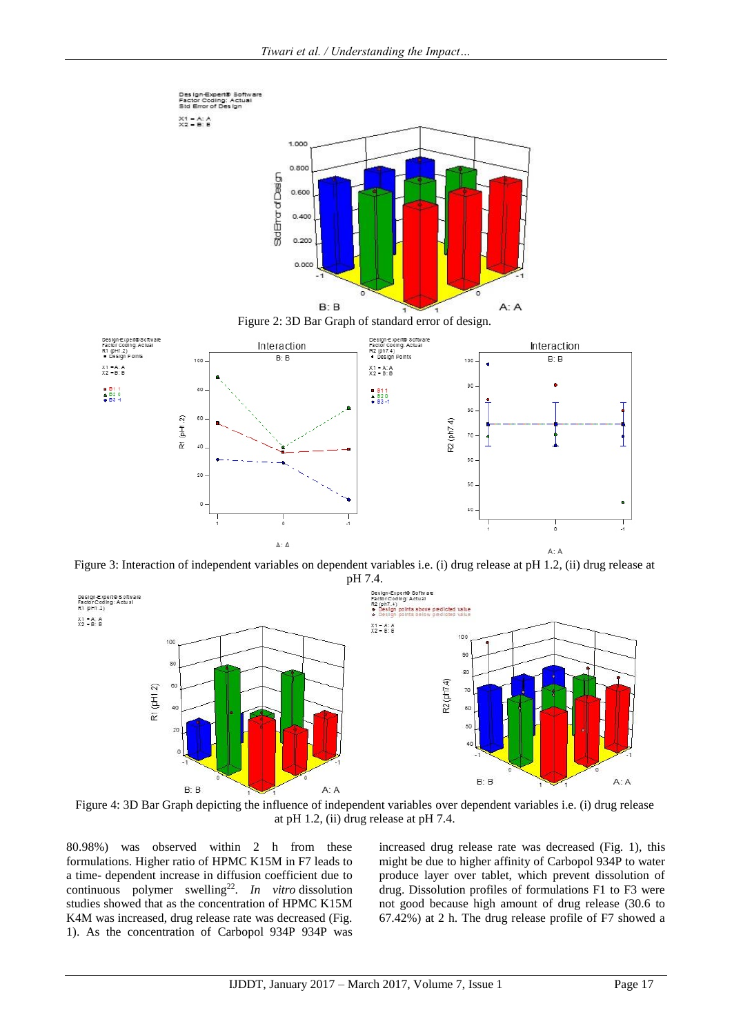Figure 2: 3D Bar Graph of standard error of design.

Figure 3: Interaction of independent variables on dependent variables i.e. (i) drug release at pH 1.2, (ii) drug release at pH 7.4.

Figure 4: 3D Bar Graph depicting the influence of independent variables over dependent variables i.e. (i) drug release at pH 1.2, (ii) drug release at pH 7.4.

80.98%) was observed within 2 h from these formulations. Higher ratio of HPMC K15M in F7 leads to a time- dependent increase in diffusion coefficient due to continuous polymer swelling[22]. *In vitro* dissolution studies showed that as the concentration of HPMC K15M K4M was increased, drug release rate was decreased (Fig. 1). As the concentration of Carbopol 934P 934P was increased drug release rate was decreased (Fig. 1), this might be due to higher affinity of Carbopol 934P to water produce layer over tablet, which prevent dissolution of drug. Dissolution profiles of formulations F1 to F3 were not good because high amount of drug release (30.6 to 67.42%) at 2 h. The drug release profile of F7 showed a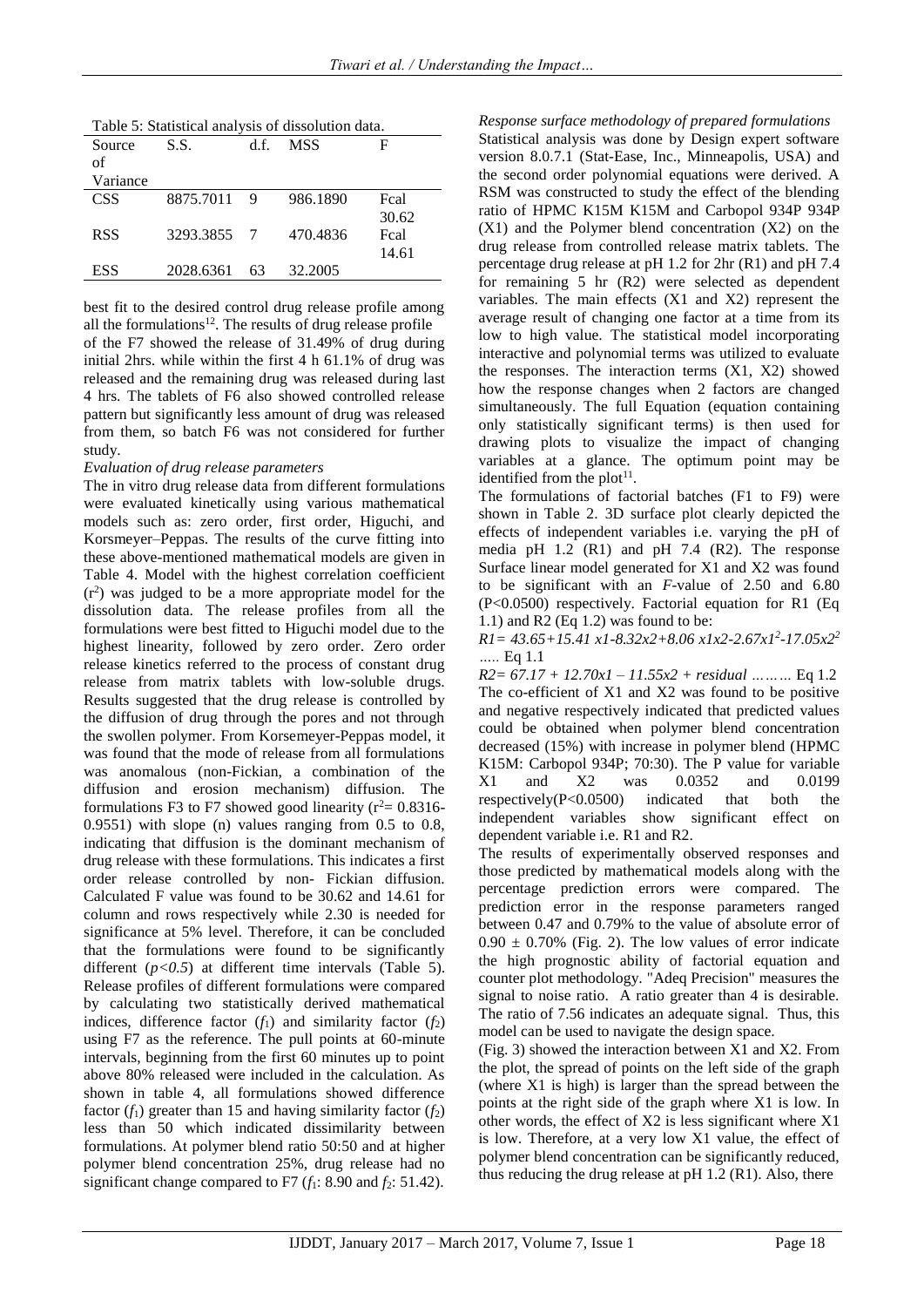Table 5: Statistical analysis of dissolution data.

| Source of Variance | S.S. | d.f. | MSS | F |
|---|---|---|---|---|
| CSS | 8875.7011 | 9 | 986.1890 | Fcal 30.62 |
| RSS | 3293.3855 | 7 | 470.4836 | Fcal 14.61 |
| ESS | 2028.6361 | 63 | 32.2005 | |

best fit to the desired control drug release profile among all the formulations[12]. The results of drug release profile of the F7 showed the release of 31.49% of drug during initial 2hrs. while within the first 4 h 61.1% of drug was released and the remaining drug was released during last 4 hrs. The tablets of F6 also showed controlled release pattern but significantly less amount of drug was released from them, so batch F6 was not considered for further study.

*Evaluation of drug release parameters*

The in vitro drug release data from different formulations were evaluated kinetically using various mathematical models such as: zero order, first order, Higuchi, and Korsmeyer–Peppas. The results of the curve fitting into these above-mentioned mathematical models are given in Table 4. Model with the highest correlation coefficient ($r^2$) was judged to be a more appropriate model for the dissolution data. The release profiles from all the formulations were best fitted to Higuchi model due to the highest linearity, followed by zero order. Zero order release kinetics referred to the process of constant drug release from matrix tablets with low-soluble drugs. Results suggested that the drug release is controlled by the diffusion of drug through the pores and not through the swollen polymer. From Korsemeyer-Peppas model, it was found that the mode of release from all formulations was anomalous (non-Fickian, a combination of the diffusion and erosion mechanism) diffusion. The formulations F3 to F7 showed good linearity ($r^2$= 0.8316-0.9551) with slope (n) values ranging from 0.5 to 0.8, indicating that diffusion is the dominant mechanism of drug release with these formulations. This indicates a first order release controlled by non- Fickian diffusion. Calculated F value was found to be 30.62 and 14.61 for column and rows respectively while 2.30 is needed for significance at 5% level. Therefore, it can be concluded that the formulations were found to be significantly different (*$p<0.5$*) at different time intervals (Table 5). Release profiles of different formulations were compared by calculating two statistically derived mathematical indices, difference factor ($f_1$) and similarity factor ($f_2$) using F7 as the reference. The pull points at 60-minute intervals, beginning from the first 60 minutes up to point above 80% released were included in the calculation. As shown in table 4, all formulations showed difference factor ($f_1$) greater than 15 and having similarity factor ($f_2$) less than 50 which indicated dissimilarity between formulations. At polymer blend ratio 50:50 and at higher polymer blend concentration 25%, drug release had no significant change compared to F7 ($f_1$: 8.90 and $f_2$: 51.42).

*Response surface methodology of prepared formulations*

Statistical analysis was done by Design expert software version 8.0.7.1 (Stat-Ease, Inc., Minneapolis, USA) and the second order polynomial equations were derived. A RSM was constructed to study the effect of the blending ratio of HPMC K15M K15M and Carbopol 934P 934P (X1) and the Polymer blend concentration (X2) on the drug release from controlled release matrix tablets. The percentage drug release at pH 1.2 for 2hr (R1) and pH 7.4 for remaining 5 hr (R2) were selected as dependent variables. The main effects (X1 and X2) represent the average result of changing one factor at a time from its low to high value. The statistical model incorporating interactive and polynomial terms was utilized to evaluate the responses. The interaction terms (X1, X2) showed how the response changes when 2 factors are changed simultaneously. The full Equation (equation containing only statistically significant terms) is then used for drawing plots to visualize the impact of changing variables at a glance. The optimum point may be identified from the plot[11].

The formulations of factorial batches (F1 to F9) were shown in Table 2. 3D surface plot clearly depicted the effects of independent variables i.e. varying the pH of media pH 1.2 (R1) and pH 7.4 (R2). The response Surface linear model generated for X1 and X2 was found to be significant with an *F*-value of 2.50 and 6.80 (P<0.0500) respectively. Factorial equation for R1 (Eq 1.1) and R2 (Eq 1.2) was found to be:

$R1= 43.65+15.41\ x1-8.32x2+8.06\ x1x2-2.67x1^2-17.05x2^2$ ….. Eq 1.1

$R2= 67.17 + 12.70x1 - 11.55x2 + residual$ ……… Eq 1.2

The co-efficient of X1 and X2 was found to be positive and negative respectively indicated that predicted values could be obtained when polymer blend concentration decreased (15%) with increase in polymer blend (HPMC K15M: Carbopol 934P; 70:30). The P value for variable X1 and X2 was 0.0352 and 0.0199 respectively(P<0.0500) indicated that both the independent variables show significant effect on dependent variable i.e. R1 and R2.

The results of experimentally observed responses and those predicted by mathematical models along with the percentage prediction errors were compared. The prediction error in the response parameters ranged between 0.47 and 0.79% to the value of absolute error of 0.90 ± 0.70% (Fig. 2). The low values of error indicate the high prognostic ability of factorial equation and counter plot methodology. "Adeq Precision" measures the signal to noise ratio. A ratio greater than 4 is desirable. The ratio of 7.56 indicates an adequate signal. Thus, this model can be used to navigate the design space.

(Fig. 3) showed the interaction between X1 and X2. From the plot, the spread of points on the left side of the graph (where X1 is high) is larger than the spread between the points at the right side of the graph where X1 is low. In other words, the effect of X2 is less significant where X1 is low. Therefore, at a very low X1 value, the effect of polymer blend concentration can be significantly reduced, thus reducing the drug release at pH 1.2 (R1). Also, there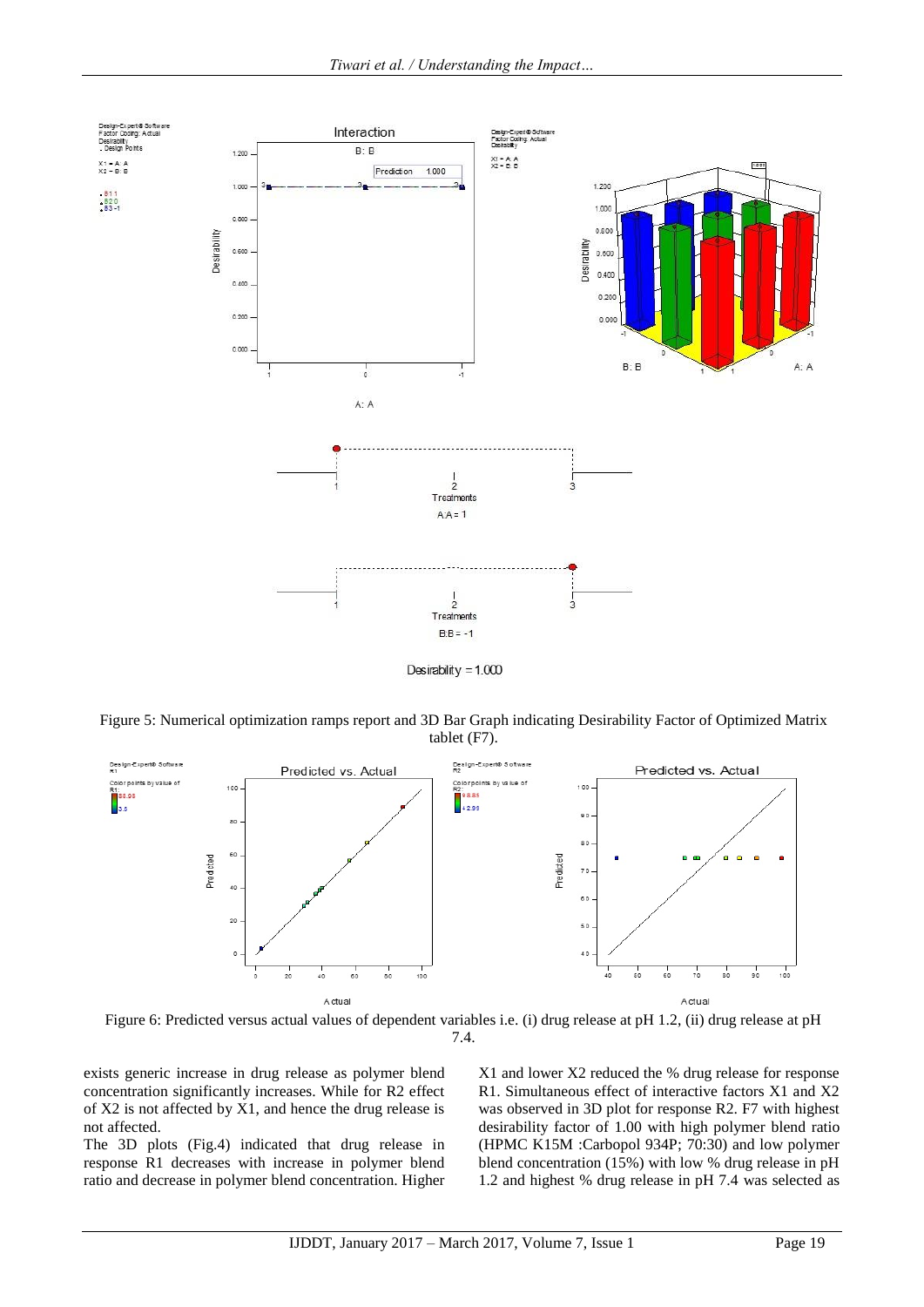Figure 5: Numerical optimization ramps report and 3D Bar Graph indicating Desirability Factor of Optimized Matrix tablet (F7).

Figure 6: Predicted versus actual values of dependent variables i.e. (i) drug release at pH 1.2, (ii) drug release at pH 7.4.

exists generic increase in drug release as polymer blend concentration significantly increases. While for R2 effect of X2 is not affected by X1, and hence the drug release is not affected.

The 3D plots (Fig.4) indicated that drug release in response R1 decreases with increase in polymer blend ratio and decrease in polymer blend concentration. Higher X1 and lower X2 reduced the % drug release for response R1. Simultaneous effect of interactive factors X1 and X2 was observed in 3D plot for response R2. F7 with highest desirability factor of 1.00 with high polymer blend ratio (HPMC K15M :Carbopol 934P; 70:30) and low polymer blend concentration (15%) with low % drug release in pH 1.2 and highest % drug release in pH 7.4 was selected as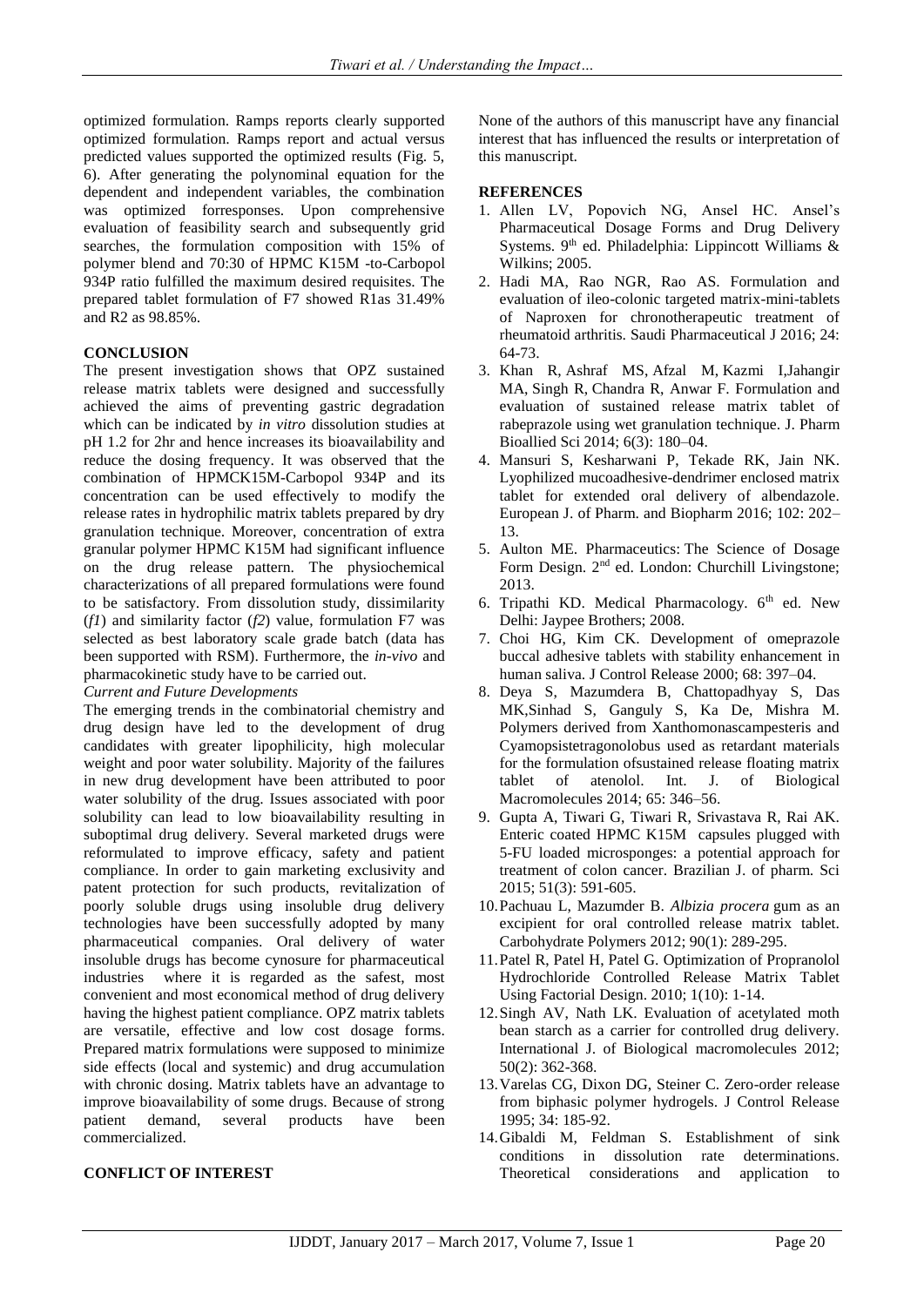optimized formulation. Ramps reports clearly supported optimized formulation. Ramps report and actual versus predicted values supported the optimized results (Fig. 5, 6). After generating the polynominal equation for the dependent and independent variables, the combination was optimized forresponses. Upon comprehensive evaluation of feasibility search and subsequently grid searches, the formulation composition with 15% of polymer blend and 70:30 of HPMC K15M -to-Carbopol 934P ratio fulfilled the maximum desired requisites. The prepared tablet formulation of F7 showed R1as 31.49% and R2 as 98.85%.

## CONCLUSION

The present investigation shows that OPZ sustained release matrix tablets were designed and successfully achieved the aims of preventing gastric degradation which can be indicated by *in vitro* dissolution studies at pH 1.2 for 2hr and hence increases its bioavailability and reduce the dosing frequency. It was observed that the combination of HPMCK15M-Carbopol 934P and its concentration can be used effectively to modify the release rates in hydrophilic matrix tablets prepared by dry granulation technique. Moreover, concentration of extra granular polymer HPMC K15M had significant influence on the drug release pattern. The physiochemical characterizations of all prepared formulations were found to be satisfactory. From dissolution study, dissimilarity (*f1*) and similarity factor (*f2*) value, formulation F7 was selected as best laboratory scale grade batch (data has been supported with RSM). Furthermore, the *in-vivo* and pharmacokinetic study have to be carried out.

*Current and Future Developments*

The emerging trends in the combinatorial chemistry and drug design have led to the development of drug candidates with greater lipophilicity, high molecular weight and poor water solubility. Majority of the failures in new drug development have been attributed to poor water solubility of the drug. Issues associated with poor solubility can lead to low bioavailability resulting in suboptimal drug delivery. Several marketed drugs were reformulated to improve efficacy, safety and patient compliance. In order to gain marketing exclusivity and patent protection for such products, revitalization of poorly soluble drugs using insoluble drug delivery technologies have been successfully adopted by many pharmaceutical companies. Oral delivery of water insoluble drugs has become cynosure for pharmaceutical industries where it is regarded as the safest, most convenient and most economical method of drug delivery having the highest patient compliance. OPZ matrix tablets are versatile, effective and low cost dosage forms. Prepared matrix formulations were supposed to minimize side effects (local and systemic) and drug accumulation with chronic dosing. Matrix tablets have an advantage to improve bioavailability of some drugs. Because of strong patient demand, several products have been commercialized.

## CONFLICT OF INTEREST

None of the authors of this manuscript have any financial interest that has influenced the results or interpretation of this manuscript.

## REFERENCES

1. Allen LV, Popovich NG, Ansel HC. Ansel's Pharmaceutical Dosage Forms and Drug Delivery Systems. 9th ed. Philadelphia: Lippincott Williams & Wilkins; 2005.
2. Hadi MA, Rao NGR, Rao AS. Formulation and evaluation of ileo-colonic targeted matrix-mini-tablets of Naproxen for chronotherapeutic treatment of rheumatoid arthritis. Saudi Pharmaceutical J 2016; 24: 64-73.
3. Khan R, Ashraf MS, Afzal M, Kazmi I,Jahangir MA, Singh R, Chandra R, Anwar F. Formulation and evaluation of sustained release matrix tablet of rabeprazole using wet granulation technique. J. Pharm Bioallied Sci 2014; 6(3): 180–04.
4. Mansuri S, Kesharwani P, Tekade RK, Jain NK. Lyophilized mucoadhesive-dendrimer enclosed matrix tablet for extended oral delivery of albendazole. European J. of Pharm. and Biopharm 2016; 102: 202–13.
5. Aulton ME. Pharmaceutics: The Science of Dosage Form Design. 2nd ed. London: Churchill Livingstone; 2013.
6. Tripathi KD. Medical Pharmacology. 6th ed. New Delhi: Jaypee Brothers; 2008.
7. Choi HG, Kim CK. Development of omeprazole buccal adhesive tablets with stability enhancement in human saliva. J Control Release 2000; 68: 397–04.
8. Deya S, Mazumdera B, Chattopadhyay S, Das MK,Sinhad S, Ganguly S, Ka De, Mishra M. Polymers derived from Xanthomonascampesteris and Cyamopsistetragonolobus used as retardant materials for the formulation ofsustained release floating matrix tablet of atenolol. Int. J. of Biological Macromolecules 2014; 65: 346–56.
9. Gupta A, Tiwari G, Tiwari R, Srivastava R, Rai AK. Enteric coated HPMC K15M capsules plugged with 5-FU loaded microsponges: a potential approach for treatment of colon cancer. Brazilian J. of pharm. Sci 2015; 51(3): 591-605.
10. Pachuau L, Mazumder B. *Albizia procera* gum as an excipient for oral controlled release matrix tablet. Carbohydrate Polymers 2012; 90(1): 289-295.
11. Patel R, Patel H, Patel G. Optimization of Propranolol Hydrochloride Controlled Release Matrix Tablet Using Factorial Design. 2010; 1(10): 1-14.
12. Singh AV, Nath LK. Evaluation of acetylated moth bean starch as a carrier for controlled drug delivery. International J. of Biological macromolecules 2012; 50(2): 362-368.
13. Varelas CG, Dixon DG, Steiner C. Zero-order release from biphasic polymer hydrogels. J Control Release 1995; 34: 185-92.
14. Gibaldi M, Feldman S. Establishment of sink conditions in dissolution rate determinations. Theoretical considerations and application to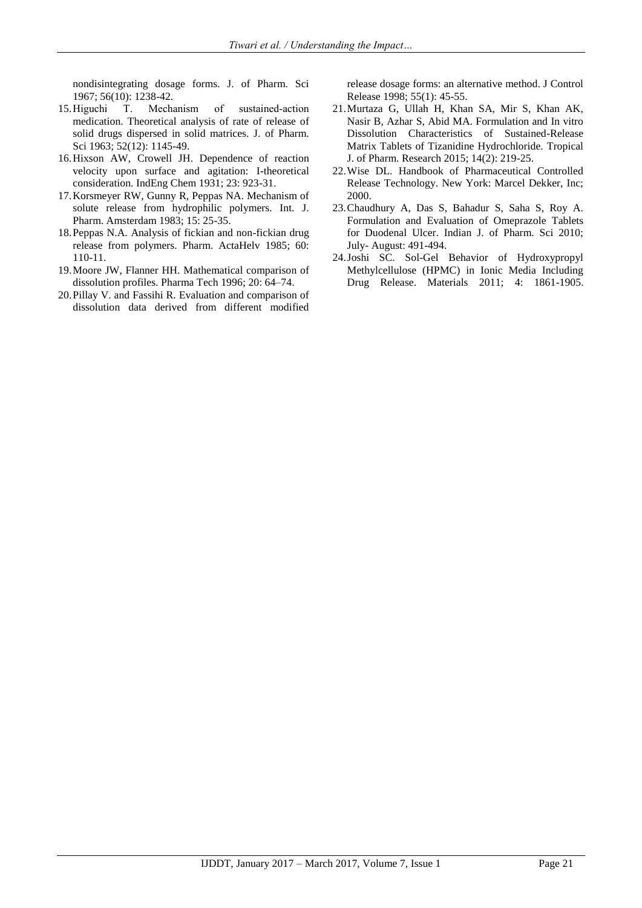nondisintegrating dosage forms. J. of Pharm. Sci 1967; 56(10): 1238-42.

15. Higuchi T. Mechanism of sustained-action medication. Theoretical analysis of rate of release of solid drugs dispersed in solid matrices. J. of Pharm. Sci 1963; 52(12): 1145-49.
16. Hixson AW, Crowell JH. Dependence of reaction velocity upon surface and agitation: I-theoretical consideration. IndEng Chem 1931; 23: 923-31.
17. Korsmeyer RW, Gunny R, Peppas NA. Mechanism of solute release from hydrophilic polymers. Int. J. Pharm. Amsterdam 1983; 15: 25-35.
18. Peppas N.A. Analysis of fickian and non-fickian drug release from polymers. Pharm. ActaHelv 1985; 60: 110-11.
19. Moore JW, Flanner HH. Mathematical comparison of dissolution profiles. Pharma Tech 1996; 20: 64–74.
20. Pillay V. and Fassihi R. Evaluation and comparison of dissolution data derived from different modified release dosage forms: an alternative method. J Control Release 1998; 55(1): 45-55.
21. Murtaza G, Ullah H, Khan SA, Mir S, Khan AK, Nasir B, Azhar S, Abid MA. Formulation and In vitro Dissolution Characteristics of Sustained-Release Matrix Tablets of Tizanidine Hydrochloride. Tropical J. of Pharm. Research 2015; 14(2): 219-25.
22. Wise DL. Handbook of Pharmaceutical Controlled Release Technology. New York: Marcel Dekker, Inc; 2000.
23. Chaudhury A, Das S, Bahadur S, Saha S, Roy A. Formulation and Evaluation of Omeprazole Tablets for Duodenal Ulcer. Indian J. of Pharm. Sci 2010; July- August: 491-494.
24. Joshi SC. Sol-Gel Behavior of Hydroxypropyl Methylcellulose (HPMC) in Ionic Media Including Drug Release. Materials 2011; 4: 1861-1905.